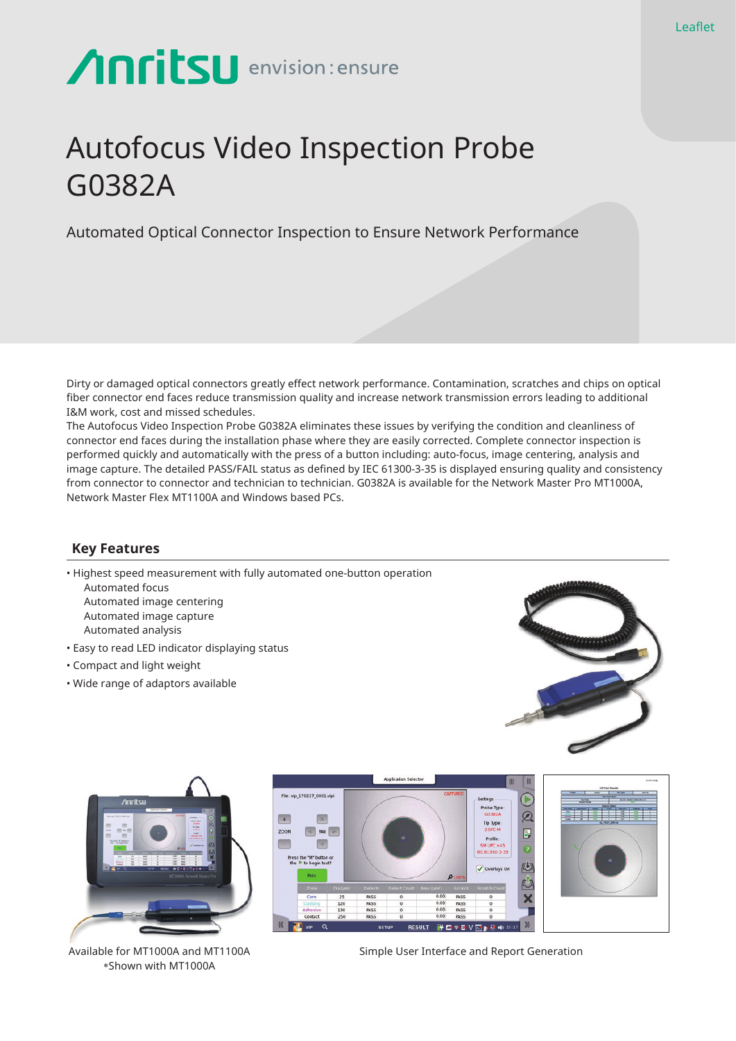Leaflet

# Autofocus Video Inspection Probe G0382A

Automated Optical Connector Inspection to Ensure Network Performance

Dirty or damaged optical connectors greatly effect network performance. Contamination, scratches and chips on optical fiber connector end faces reduce transmission quality and increase network transmission errors leading to additional I&M work, cost and missed schedules.
The Autofocus Video Inspection Probe G0382A eliminates these issues by verifying the condition and cleanliness of connector end faces during the installation phase where they are easily corrected. Complete connector inspection is performed quickly and automatically with the press of a button including: auto-focus, image centering, analysis and image capture. The detailed PASS/FAIL status as defined by IEC 61300-3-35 is displayed ensuring quality and consistency from connector to connector and technician to technician. G0382A is available for the Network Master Pro MT1000A, Network Master Flex MT1100A and Windows based PCs.

## Key Features

- Highest speed measurement with fully automated one-button operation
  - Automated focus
  - Automated image centering
  - Automated image capture
  - Automated analysis
- Easy to read LED indicator displaying status
- Compact and light weight
- Wide range of adaptors available

Available for MT1000A and MT1100A
*Shown with MT1000A

Simple User Interface and Report Generation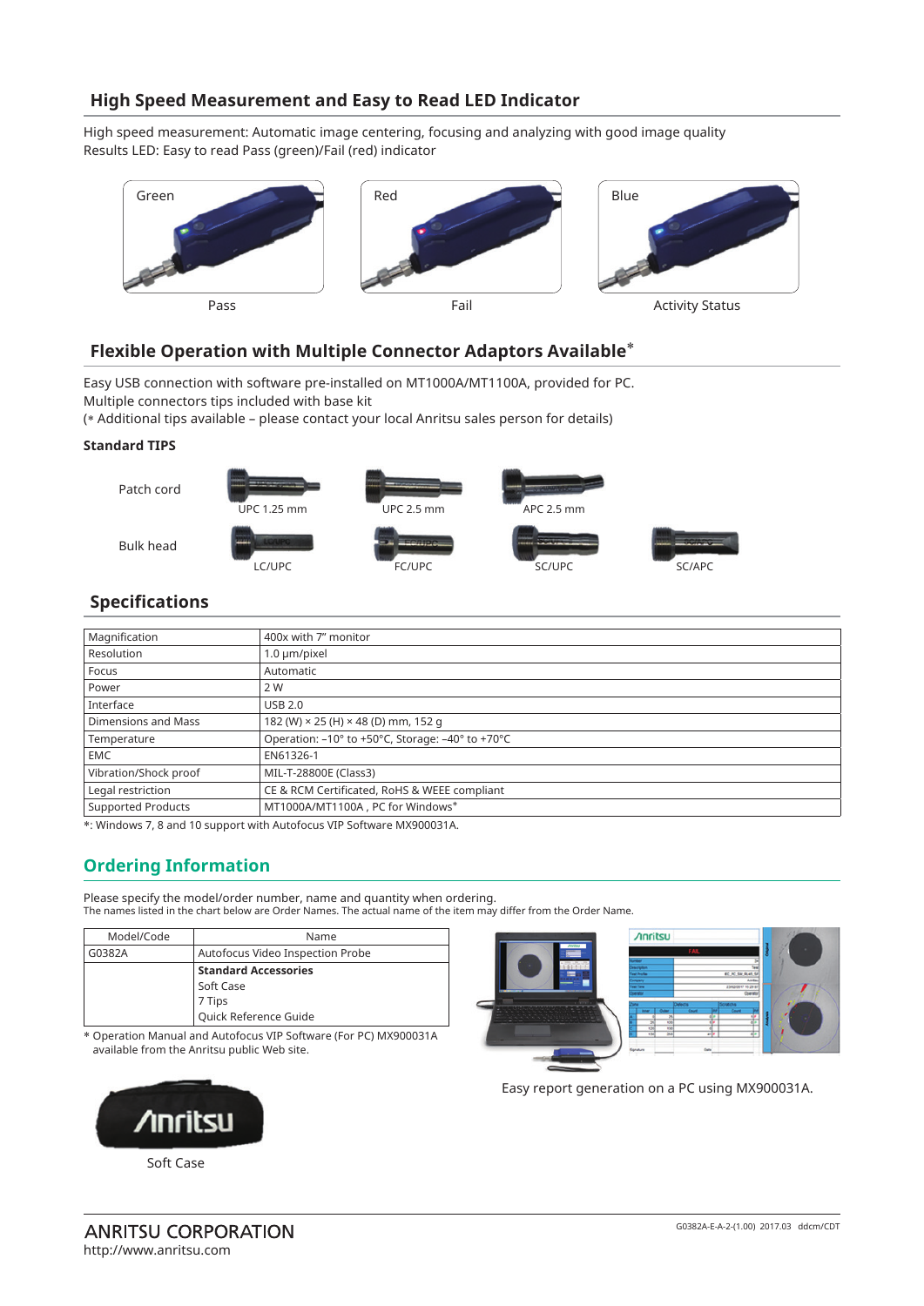## High Speed Measurement and Easy to Read LED Indicator

High speed measurement: Automatic image centering, focusing and analyzing with good image quality
Results LED: Easy to read Pass (green)/Fail (red) indicator

Green — Pass

Red — Fail

Blue — Activity Status

## Flexible Operation with Multiple Connector Adaptors Available*

Easy USB connection with software pre-installed on MT1000A/MT1100A, provided for PC.
Multiple connectors tips included with base kit
(* Additional tips available – please contact your local Anritsu sales person for details)

**Standard TIPS**

Patch cord: UPC 1.25 mm, UPC 2.5 mm, APC 2.5 mm

Bulk head: LC/UPC, FC/UPC, SC/UPC, SC/APC

## Specifications

| | |
|---|---|
| Magnification | 400x with 7" monitor |
| Resolution | 1.0 μm/pixel |
| Focus | Automatic |
| Power | 2 W |
| Interface | USB 2.0 |
| Dimensions and Mass | 182 (W) × 25 (H) × 48 (D) mm, 152 g |
| Temperature | Operation: –10° to +50°C, Storage: –40° to +70°C |
| EMC | EN61326-1 |
| Vibration/Shock proof | MIL-T-28800E (Class3) |
| Legal restriction | CE & RCM Certificated, RoHS & WEEE compliant |
| Supported Products | MT1000A/MT1100A , PC for Windows* |

*: Windows 7, 8 and 10 support with Autofocus VIP Software MX900031A.

## Ordering Information

Please specify the model/order number, name and quantity when ordering.
The names listed in the chart below are Order Names. The actual name of the item may differ from the Order Name.

| Model/Code | Name |
|---|---|
| G0382A | Autofocus Video Inspection Probe |
| | **Standard Accessories**<br>Soft Case<br>7 Tips<br>Quick Reference Guide |

* Operation Manual and Autofocus VIP Software (For PC) MX900031A available from the Anritsu public Web site.

Easy report generation on a PC using MX900031A.

Soft Case

ANRITSU CORPORATION
http://www.anritsu.com

G0382A-E-A-2-(1.00) 2017.03 ddcm/CDT